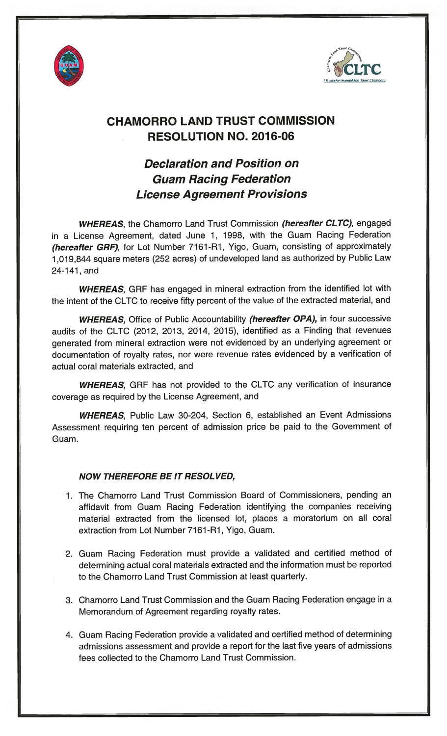# CHAMORRO LAND TRUST COMMISSION RESOLUTION NO. 2016-06

## *Declaration and Position on Guam Racing Federation License Agreement Provisions*

***WHEREAS***, the Chamorro Land Trust Commission ***(hereafter CLTC)***, engaged in a License Agreement, dated June 1, 1998, with the Guam Racing Federation ***(hereafter GRF)***, for Lot Number 7161-R1, Yigo, Guam, consisting of approximately 1,019,844 square meters (252 acres) of undeveloped land as authorized by Public Law 24-141, and

***WHEREAS***, GRF has engaged in mineral extraction from the identified lot with the intent of the CLTC to receive fifty percent of the value of the extracted material, and

***WHEREAS***, Office of Public Accountability ***(hereafter OPA)***, in four successive audits of the CLTC (2012, 2013, 2014, 2015), identified as a Finding that revenues generated from mineral extraction were not evidenced by an underlying agreement or documentation of royalty rates, nor were revenue rates evidenced by a verification of actual coral materials extracted, and

***WHEREAS***, GRF has not provided to the CLTC any verification of insurance coverage as required by the License Agreement, and

***WHEREAS***, Public Law 30-204, Section 6, established an Event Admissions Assessment requiring ten percent of admission price be paid to the Government of Guam.

***NOW THEREFORE BE IT RESOLVED,***

1. The Chamorro Land Trust Commission Board of Commissioners, pending an affidavit from Guam Racing Federation identifying the companies receiving material extracted from the licensed lot, places a moratorium on all coral extraction from Lot Number 7161-R1, Yigo, Guam.

2. Guam Racing Federation must provide a validated and certified method of determining actual coral materials extracted and the information must be reported to the Chamorro Land Trust Commission at least quarterly.

3. Chamorro Land Trust Commission and the Guam Racing Federation engage in a Memorandum of Agreement regarding royalty rates.

4. Guam Racing Federation provide a validated and certified method of determining admissions assessment and provide a report for the last five years of admissions fees collected to the Chamorro Land Trust Commission.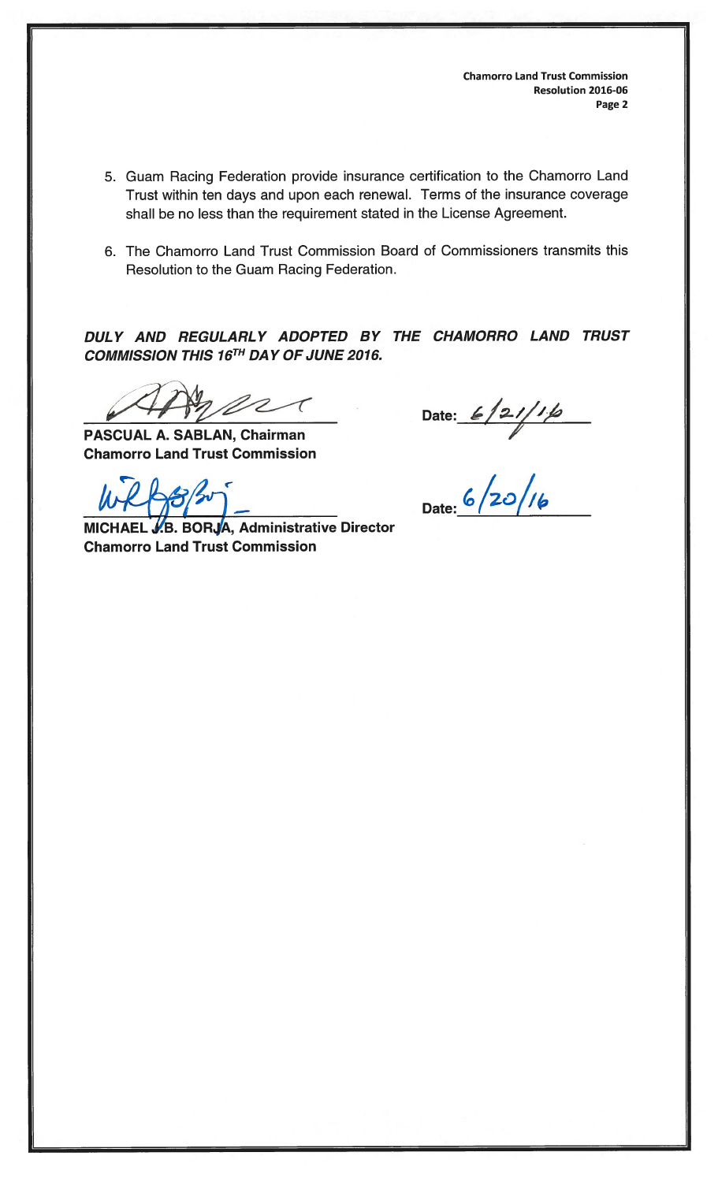5. Guam Racing Federation provide insurance certification to the Chamorro Land Trust within ten days and upon each renewal. Terms of the insurance coverage shall be no less than the requirement stated in the License Agreement.

6. The Chamorro Land Trust Commission Board of Commissioners transmits this Resolution to the Guam Racing Federation.

***DULY AND REGULARLY ADOPTED BY THE CHAMORRO LAND TRUST COMMISSION THIS 16TH DAY OF JUNE 2016.***

**PASCUAL A. SABLAN, Chairman**
**Chamorro Land Trust Commission**

Date: 6/21/16

**MICHAEL J.B. BORJA, Administrative Director**
**Chamorro Land Trust Commission**

Date: 6/20/16